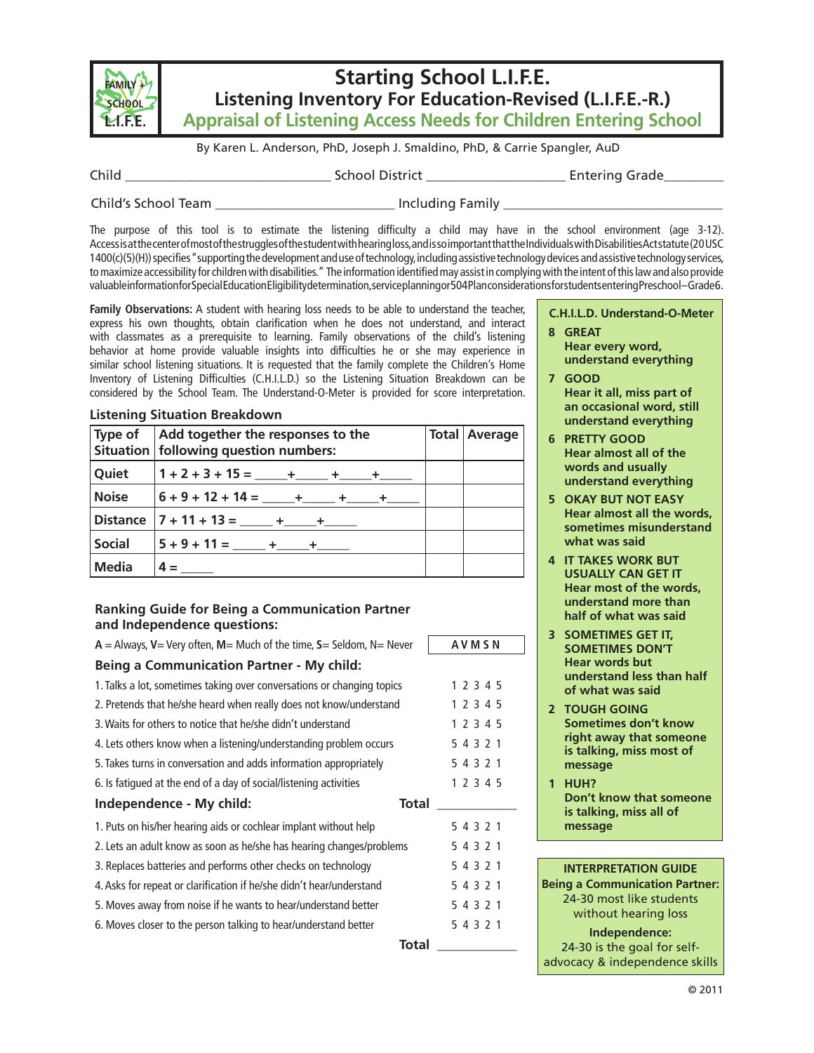# Starting School L.I.F.E.

## Listening Inventory For Education-Revised (L.I.F.E.-R.)

## Appraisal of Listening Access Needs for Children Entering School

By Karen L. Anderson, PhD, Joseph J. Smaldino, PhD, & Carrie Spangler, AuD

Child ______________________________ School District ____________________ Entering Grade_________

Child's School Team __________________________ Including Family ________________________________

The purpose of this tool is to estimate the listening difficulty a child may have in the school environment (age 3-12). Access is at the center of most of the struggles of the student with hearing loss, and is so important that the Individuals with Disabilities Act statute (20 USC 1400(c)(5)(H)) specifies "supporting the development and use of technology, including assistive technology devices and assistive technology services, to maximize accessibility for children with disabilities." The information identified may assist in complying with the intent of this law and also provide valuable information for Special Education Eligibility determination, service planning or 504 Plan considerations for students entering Preschool – Grade 6.

**Family Observations:** A student with hearing loss needs to be able to understand the teacher, express his own thoughts, obtain clarification when he does not understand, and interact with classmates as a prerequisite to learning. Family observations of the child's listening behavior at home provide valuable insights into difficulties he or she may experience in similar school listening situations. It is requested that the family complete the Children's Home Inventory of Listening Difficulties (C.H.I.L.D.) so the Listening Situation Breakdown can be considered by the School Team. The Understand-O-Meter is provided for score interpretation.

### Listening Situation Breakdown

| Type of Situation | Add together the responses to the following question numbers: | Total | Average |
|---|---|---|---|
| Quiet | 1 + 2 + 3 + 15 = _____+_____ +_____+_____ | | |
| Noise | 6 + 9 + 12 + 14 = _____+_____ +_____+_____ | | |
| Distance | 7 + 11 + 13 = _____ +_____+_____ | | |
| Social | 5 + 9 + 11 = _____ +_____+_____ | | |
| Media | 4 = _____ | | |

### C.H.I.L.D. Understand-O-Meter

**8 GREAT** Hear every word, understand everything

**7 GOOD** Hear it all, miss part of an occasional word, still understand everything

**6 PRETTY GOOD** Hear almost all of the words and usually understand everything

**5 OKAY BUT NOT EASY** Hear almost all the words, sometimes misunderstand what was said

**4 IT TAKES WORK BUT USUALLY CAN GET IT** Hear most of the words, understand more than half of what was said

**3 SOMETIMES GET IT, SOMETIMES DON'T** Hear words but understand less than half of what was said

**2 TOUGH GOING** Sometimes don't know right away that someone is talking, miss most of message

**1 HUH?** Don't know that someone is talking, miss all of message

### Ranking Guide for Being a Communication Partner and Independence questions:

A = Always, V= Very often, M= Much of the time, S= Seldom, N= Never

| | A V M S N |
|---|---|
| **Being a Communication Partner - My child:** | |
| 1. Talks a lot, sometimes taking over conversations or changing topics | 1 2 3 4 5 |
| 2. Pretends that he/she heard when really does not know/understand | 1 2 3 4 5 |
| 3. Waits for others to notice that he/she didn't understand | 1 2 3 4 5 |
| 4. Lets others know when a listening/understanding problem occurs | 5 4 3 2 1 |
| 5. Takes turns in conversation and adds information appropriately | 5 4 3 2 1 |
| 6. Is fatigued at the end of a day of social/listening activities | 1 2 3 4 5 |
| **Total** | ____________ |
| **Independence - My child:** | |
| 1. Puts on his/her hearing aids or cochlear implant without help | 5 4 3 2 1 |
| 2. Lets an adult know as soon as he/she has hearing changes/problems | 5 4 3 2 1 |
| 3. Replaces batteries and performs other checks on technology | 5 4 3 2 1 |
| 4. Asks for repeat or clarification if he/she didn't hear/understand | 5 4 3 2 1 |
| 5. Moves away from noise if he wants to hear/understand better | 5 4 3 2 1 |
| 6. Moves closer to the person talking to hear/understand better | 5 4 3 2 1 |
| **Total** | ____________ |

### INTERPRETATION GUIDE

**Being a Communication Partner:** 24-30 most like students without hearing loss

**Independence:** 24-30 is the goal for self-advocacy & independence skills

© 2011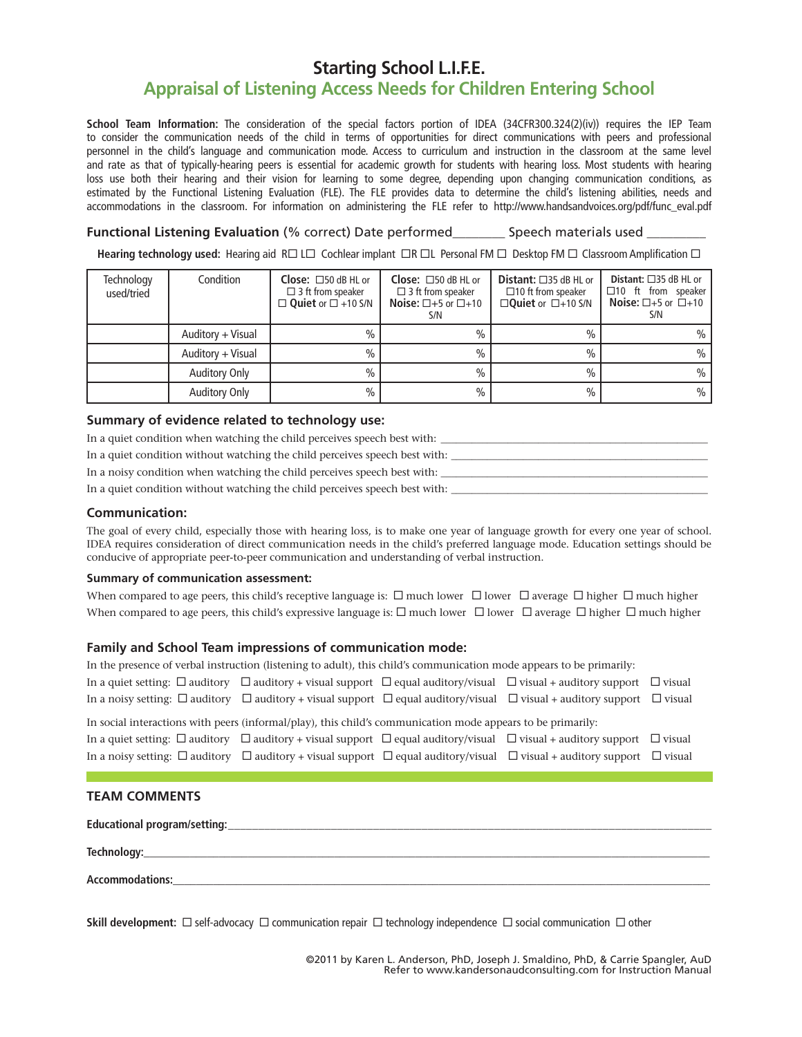# Starting School L.I.F.E.

## Appraisal of Listening Access Needs for Children Entering School

**School Team Information:** The consideration of the special factors portion of IDEA (34CFR300.324(2)(iv)) requires the IEP Team to consider the communication needs of the child in terms of opportunities for direct communications with peers and professional personnel in the child's language and communication mode. Access to curriculum and instruction in the classroom at the same level and rate as that of typically-hearing peers is essential for academic growth for students with hearing loss. Most students with hearing loss use both their hearing and their vision for learning to some degree, depending upon changing communication conditions, as estimated by the Functional Listening Evaluation (FLE). The FLE provides data to determine the child's listening abilities, needs and accommodations in the classroom. For information on administering the FLE refer to http://www.handsandvoices.org/pdf/func_eval.pdf

### Functional Listening Evaluation (% correct) Date performed________ Speech materials used _________

**Hearing technology used:** Hearing aid R☐ L☐ Cochlear implant ☐R ☐L Personal FM ☐ Desktop FM ☐ Classroom Amplification ☐

| Technology used/tried | Condition | **Close:** ☐50 dB HL or ☐ 3 ft from speaker ☐ **Quiet** or ☐ +10 S/N | **Close:** ☐50 dB HL or ☐ 3 ft from speaker **Noise:** ☐+5 or ☐+10 S/N | **Distant:** ☐35 dB HL or ☐10 ft from speaker ☐**Quiet** or ☐+10 S/N | **Distant:** ☐35 dB HL or ☐10 ft from speaker **Noise:** ☐+5 or ☐+10 S/N |
|---|---|---|---|---|---|
| | Auditory + Visual | % | % | % | % |
| | Auditory + Visual | % | % | % | % |
| | Auditory Only | % | % | % | % |
| | Auditory Only | % | % | % | % |

### Summary of evidence related to technology use:

In a quiet condition when watching the child perceives speech best with: ______________________________

In a quiet condition without watching the child perceives speech best with: ______________________________

In a noisy condition when watching the child perceives speech best with: ______________________________

In a quiet condition without watching the child perceives speech best with: ______________________________

### Communication:

The goal of every child, especially those with hearing loss, is to make one year of language growth for every one year of school. IDEA requires consideration of direct communication needs in the child's preferred language mode. Education settings should be conducive of appropriate peer-to-peer communication and understanding of verbal instruction.

#### Summary of communication assessment:

When compared to age peers, this child's receptive language is: ☐ much lower ☐ lower ☐ average ☐ higher ☐ much higher

When compared to age peers, this child's expressive language is: ☐ much lower ☐ lower ☐ average ☐ higher ☐ much higher

### Family and School Team impressions of communication mode:

In the presence of verbal instruction (listening to adult), this child's communication mode appears to be primarily:

In a quiet setting: ☐ auditory ☐ auditory + visual support ☐ equal auditory/visual ☐ visual + auditory support ☐ visual

In a noisy setting: ☐ auditory ☐ auditory + visual support ☐ equal auditory/visual ☐ visual + auditory support ☐ visual

In social interactions with peers (informal/play), this child's communication mode appears to be primarily:

In a quiet setting: ☐ auditory ☐ auditory + visual support ☐ equal auditory/visual ☐ visual + auditory support ☐ visual

In a noisy setting: ☐ auditory ☐ auditory + visual support ☐ equal auditory/visual ☐ visual + auditory support ☐ visual

### TEAM COMMENTS

**Educational program/setting:**______________________________

**Technology:**______________________________

**Accommodations:**______________________________

**Skill development:** ☐ self-advocacy ☐ communication repair ☐ technology independence ☐ social communication ☐ other

©2011 by Karen L. Anderson, PhD, Joseph J. Smaldino, PhD, & Carrie Spangler, AuD
Refer to www.kandersonaudconsulting.com for Instruction Manual